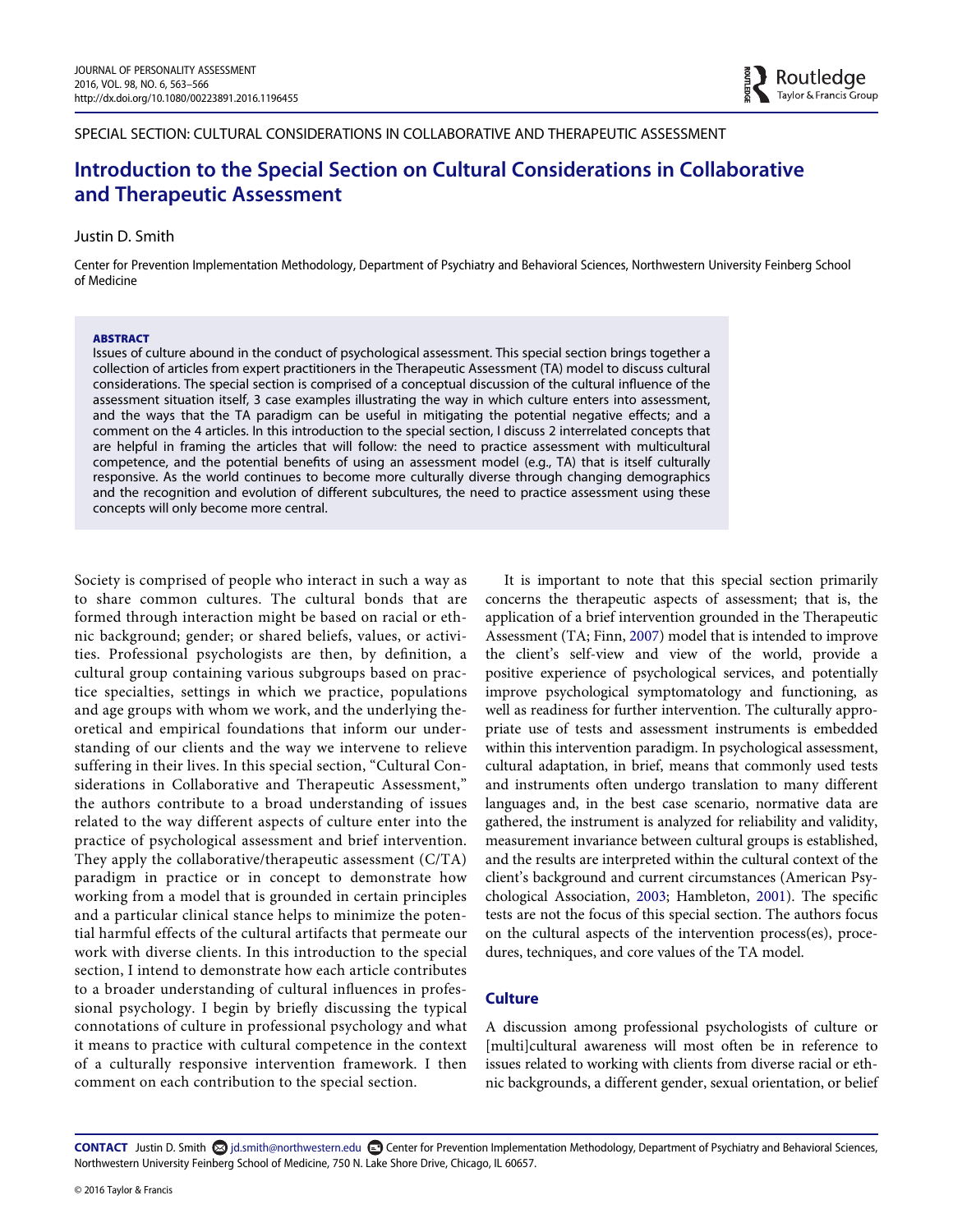SPECIAL SECTION: CULTURAL CONSIDERATIONS IN COLLABORATIVE AND THERAPEUTIC ASSESSMENT

# Introduction to the Special Section on Cultural Considerations in Collaborative and Therapeutic Assessment

Justin D. Smith

Center for Prevention Implementation Methodology, Department of Psychiatry and Behavioral Sciences, Northwestern University Feinberg School of Medicine

**ABSTRACT**

Issues of culture abound in the conduct of psychological assessment. This special section brings together a collection of articles from expert practitioners in the Therapeutic Assessment (TA) model to discuss cultural considerations. The special section is comprised of a conceptual discussion of the cultural influence of the assessment situation itself, 3 case examples illustrating the way in which culture enters into assessment, and the ways that the TA paradigm can be useful in mitigating the potential negative effects; and a comment on the 4 articles. In this introduction to the special section, I discuss 2 interrelated concepts that are helpful in framing the articles that will follow: the need to practice assessment with multicultural competence, and the potential benefits of using an assessment model (e.g., TA) that is itself culturally responsive. As the world continues to become more culturally diverse through changing demographics and the recognition and evolution of different subcultures, the need to practice assessment using these concepts will only become more central.

Society is comprised of people who interact in such a way as to share common cultures. The cultural bonds that are formed through interaction might be based on racial or ethnic background; gender; or shared beliefs, values, or activities. Professional psychologists are then, by definition, a cultural group containing various subgroups based on practice specialties, settings in which we practice, populations and age groups with whom we work, and the underlying theoretical and empirical foundations that inform our understanding of our clients and the way we intervene to relieve suffering in their lives. In this special section, "Cultural Considerations in Collaborative and Therapeutic Assessment," the authors contribute to a broad understanding of issues related to the way different aspects of culture enter into the practice of psychological assessment and brief intervention. They apply the collaborative/therapeutic assessment (C/TA) paradigm in practice or in concept to demonstrate how working from a model that is grounded in certain principles and a particular clinical stance helps to minimize the potential harmful effects of the cultural artifacts that permeate our work with diverse clients. In this introduction to the special section, I intend to demonstrate how each article contributes to a broader understanding of cultural influences in professional psychology. I begin by briefly discussing the typical connotations of culture in professional psychology and what it means to practice with cultural competence in the context of a culturally responsive intervention framework. I then comment on each contribution to the special section.

It is important to note that this special section primarily concerns the therapeutic aspects of assessment; that is, the application of a brief intervention grounded in the Therapeutic Assessment (TA; Finn, 2007) model that is intended to improve the client's self-view and view of the world, provide a positive experience of psychological services, and potentially improve psychological symptomatology and functioning, as well as readiness for further intervention. The culturally appropriate use of tests and assessment instruments is embedded within this intervention paradigm. In psychological assessment, cultural adaptation, in brief, means that commonly used tests and instruments often undergo translation to many different languages and, in the best case scenario, normative data are gathered, the instrument is analyzed for reliability and validity, measurement invariance between cultural groups is established, and the results are interpreted within the cultural context of the client's background and current circumstances (American Psychological Association, 2003; Hambleton, 2001). The specific tests are not the focus of this special section. The authors focus on the cultural aspects of the intervention process(es), procedures, techniques, and core values of the TA model.

## Culture

A discussion among professional psychologists of culture or [multi]cultural awareness will most often be in reference to issues related to working with clients from diverse racial or ethnic backgrounds, a different gender, sexual orientation, or belief

**CONTACT** Justin D. Smith jd.smith@northwestern.edu Center for Prevention Implementation Methodology, Department of Psychiatry and Behavioral Sciences, Northwestern University Feinberg School of Medicine, 750 N. Lake Shore Drive, Chicago, IL 60657.

© 2016 Taylor & Francis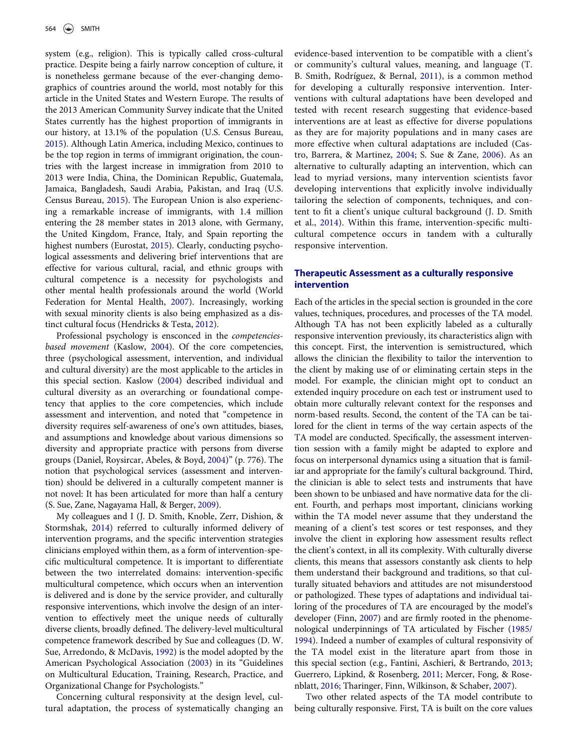system (e.g., religion). This is typically called cross-cultural practice. Despite being a fairly narrow conception of culture, it is nonetheless germane because of the ever-changing demographics of countries around the world, most notably for this article in the United States and Western Europe. The results of the 2013 American Community Survey indicate that the United States currently has the highest proportion of immigrants in our history, at 13.1% of the population (U.S. Census Bureau, 2015). Although Latin America, including Mexico, continues to be the top region in terms of immigrant origination, the countries with the largest increase in immigration from 2010 to 2013 were India, China, the Dominican Republic, Guatemala, Jamaica, Bangladesh, Saudi Arabia, Pakistan, and Iraq (U.S. Census Bureau, 2015). The European Union is also experiencing a remarkable increase of immigrants, with 1.4 million entering the 28 member states in 2013 alone, with Germany, the United Kingdom, France, Italy, and Spain reporting the highest numbers (Eurostat, 2015). Clearly, conducting psychological assessments and delivering brief interventions that are effective for various cultural, racial, and ethnic groups with cultural competence is a necessity for psychologists and other mental health professionals around the world (World Federation for Mental Health, 2007). Increasingly, working with sexual minority clients is also being emphasized as a distinct cultural focus (Hendricks & Testa, 2012).

Professional psychology is ensconced in the *competencies-based movement* (Kaslow, 2004). Of the core competencies, three (psychological assessment, intervention, and individual and cultural diversity) are the most applicable to the articles in this special section. Kaslow (2004) described individual and cultural diversity as an overarching or foundational competency that applies to the core competencies, which include assessment and intervention, and noted that "competence in diversity requires self-awareness of one's own attitudes, biases, and assumptions and knowledge about various dimensions so diversity and appropriate practice with persons from diverse groups (Daniel, Roysircar, Abeles, & Boyd, 2004)" (p. 776). The notion that psychological services (assessment and intervention) should be delivered in a culturally competent manner is not novel: It has been articulated for more than half a century (S. Sue, Zane, Nagayama Hall, & Berger, 2009).

My colleagues and I (J. D. Smith, Knoble, Zerr, Dishion, & Stormshak, 2014) referred to culturally informed delivery of intervention programs, and the specific intervention strategies clinicians employed within them, as a form of intervention-specific multicultural competence. It is important to differentiate between the two interrelated domains: intervention-specific multicultural competence, which occurs when an intervention is delivered and is done by the service provider, and culturally responsive interventions, which involve the design of an intervention to effectively meet the unique needs of culturally diverse clients, broadly defined. The delivery-level multicultural competence framework described by Sue and colleagues (D. W. Sue, Arredondo, & McDavis, 1992) is the model adopted by the American Psychological Association (2003) in its "Guidelines on Multicultural Education, Training, Research, Practice, and Organizational Change for Psychologists."

Concerning cultural responsivity at the design level, cultural adaptation, the process of systematically changing an evidence-based intervention to be compatible with a client's or community's cultural values, meaning, and language (T. B. Smith, Rodríguez, & Bernal, 2011), is a common method for developing a culturally responsive intervention. Interventions with cultural adaptations have been developed and tested with recent research suggesting that evidence-based interventions are at least as effective for diverse populations as they are for majority populations and in many cases are more effective when cultural adaptations are included (Castro, Barrera, & Martinez, 2004; S. Sue & Zane, 2006). As an alternative to culturally adapting an intervention, which can lead to myriad versions, many intervention scientists favor developing interventions that explicitly involve individually tailoring the selection of components, techniques, and content to fit a client's unique cultural background (J. D. Smith et al., 2014). Within this frame, intervention-specific multicultural competence occurs in tandem with a culturally responsive intervention.

## Therapeutic Assessment as a culturally responsive intervention

Each of the articles in the special section is grounded in the core values, techniques, procedures, and processes of the TA model. Although TA has not been explicitly labeled as a culturally responsive intervention previously, its characteristics align with this concept. First, the intervention is semistructured, which allows the clinician the flexibility to tailor the intervention to the client by making use of or eliminating certain steps in the model. For example, the clinician might opt to conduct an extended inquiry procedure on each test or instrument used to obtain more culturally relevant context for the responses and norm-based results. Second, the content of the TA can be tailored for the client in terms of the way certain aspects of the TA model are conducted. Specifically, the assessment intervention session with a family might be adapted to explore and focus on interpersonal dynamics using a situation that is familiar and appropriate for the family's cultural background. Third, the clinician is able to select tests and instruments that have been shown to be unbiased and have normative data for the client. Fourth, and perhaps most important, clinicians working within the TA model never assume that they understand the meaning of a client's test scores or test responses, and they involve the client in exploring how assessment results reflect the client's context, in all its complexity. With culturally diverse clients, this means that assessors constantly ask clients to help them understand their background and traditions, so that culturally situated behaviors and attitudes are not misunderstood or pathologized. These types of adaptations and individual tailoring of the procedures of TA are encouraged by the model's developer (Finn, 2007) and are firmly rooted in the phenomenological underpinnings of TA articulated by Fischer (1985/1994). Indeed a number of examples of cultural responsivity of the TA model exist in the literature apart from those in this special section (e.g., Fantini, Aschieri, & Bertrando, 2013; Guerrero, Lipkind, & Rosenberg, 2011; Mercer, Fong, & Rosenblatt, 2016; Tharinger, Finn, Wilkinson, & Schaber, 2007).

Two other related aspects of the TA model contribute to being culturally responsive. First, TA is built on the core values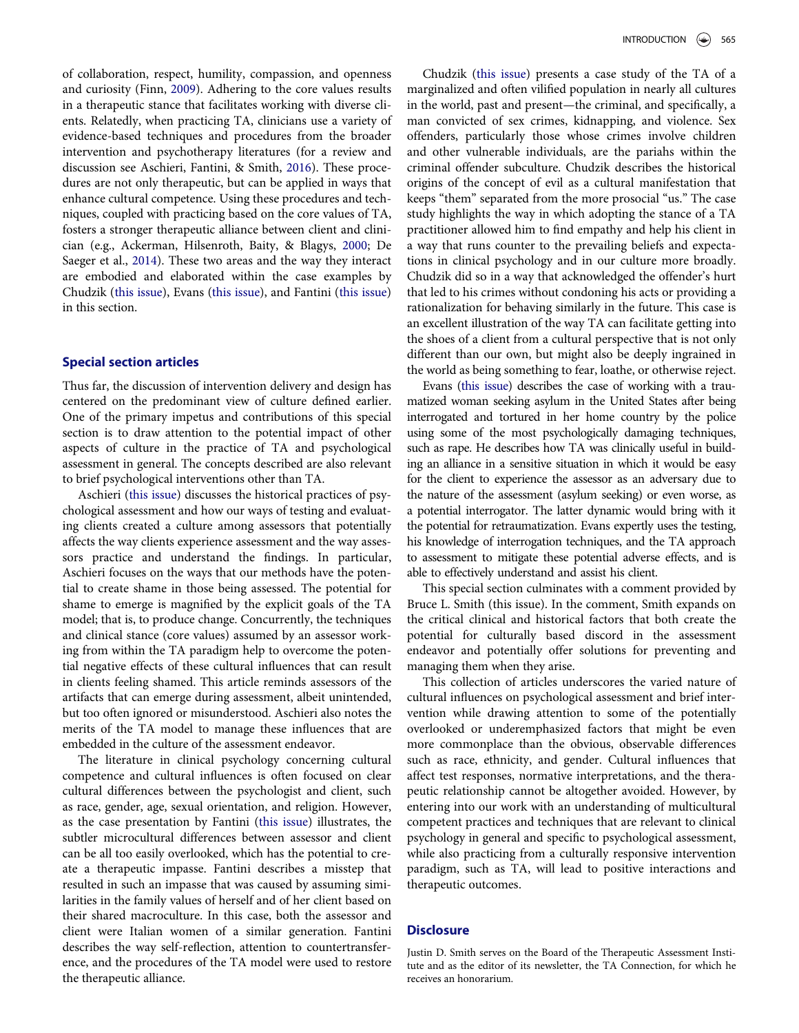of collaboration, respect, humility, compassion, and openness and curiosity (Finn, 2009). Adhering to the core values results in a therapeutic stance that facilitates working with diverse clients. Relatedly, when practicing TA, clinicians use a variety of evidence-based techniques and procedures from the brief intervention and psychotherapy literatures (for a review and discussion see Aschieri, Fantini, & Smith, 2016). These procedures are not only therapeutic, but can be applied in ways that enhance cultural competence. Using these procedures and techniques, coupled with practicing based on the core values of TA, fosters a stronger therapeutic alliance between client and clinician (e.g., Ackerman, Hilsenroth, Baity, & Blagys, 2000; De Saeger et al., 2014). These two areas and the way they interact are embodied and elaborated within the case examples by Chudzik (this issue), Evans (this issue), and Fantini (this issue) in this section.

## Special section articles

Thus far, the discussion of intervention delivery and design has centered on the predominant view of culture defined earlier. One of the primary impetus and contributions of this special section is to draw attention to the potential impact of other aspects of culture in the practice of TA and psychological assessment in general. The concepts described are also relevant to brief psychological interventions other than TA.

Aschieri (this issue) discusses the historical practices of psychological assessment and how our ways of testing and evaluating clients created a culture among assessors that potentially affects the way clients experience assessment and the way assessors practice and understand the findings. In particular, Aschieri focuses on the ways that our methods have the potential to create shame in those being assessed. The potential for shame to emerge is magnified by the explicit goals of the TA model; that is, to produce change. Concurrently, the techniques and clinical stance (core values) assumed by an assessor working from within the TA paradigm help to overcome the potential negative effects of these cultural influences that can result in clients feeling shamed. This article reminds assessors of the artifacts that can emerge during assessment, albeit unintended, but too often ignored or misunderstood. Aschieri also notes the merits of the TA model to manage these influences that are embedded in the culture of the assessment endeavor.

The literature in clinical psychology concerning cultural competence and cultural influences is often focused on clear cultural differences between the psychologist and client, such as race, gender, age, sexual orientation, and religion. However, as the case presentation by Fantini (this issue) illustrates, the subtler microcultural differences between assessor and client can be all too easily overlooked, which has the potential to create a therapeutic impasse. Fantini describes a misstep that resulted in such an impasse that was caused by assuming similarities in the family values of herself and of her client based on their shared macroculture. In this case, both the assessor and client were Italian women of a similar generation. Fantini describes the way self-reflection, attention to countertransference, and the procedures of the TA model were used to restore the therapeutic alliance.

Chudzik (this issue) presents a case study of the TA of a marginalized and often vilified population in nearly all cultures in the world, past and present—the criminal, and specifically, a man convicted of sex crimes, kidnapping, and violence. Sex offenders, particularly those whose crimes involve children and other vulnerable individuals, are the pariahs within the criminal offender subculture. Chudzik describes the historical origins of the concept of evil as a cultural manifestation that keeps "them" separated from the more prosocial "us." The case study highlights the way in which adopting the stance of a TA practitioner allowed him to find empathy and help his client in a way that runs counter to the prevailing beliefs and expectations in clinical psychology and in our culture more broadly. Chudzik did so in a way that acknowledged the offender's hurt that led to his crimes without condoning his acts or providing a rationalization for behaving similarly in the future. This case is an excellent illustration of the way TA can facilitate getting into the shoes of a client from a cultural perspective that is not only different than our own, but might also be deeply ingrained in the world as being something to fear, loathe, or otherwise reject.

Evans (this issue) describes the case of working with a traumatized woman seeking asylum in the United States after being interrogated and tortured in her home country by the police using some of the most psychologically damaging techniques, such as rape. He describes how TA was clinically useful in building an alliance in a sensitive situation in which it would be easy for the client to experience the assessor as an adversary due to the nature of the assessment (asylum seeking) or even worse, as a potential interrogator. The latter dynamic would bring with it the potential for retraumatization. Evans expertly uses the testing, his knowledge of interrogation techniques, and the TA approach to assessment to mitigate these potential adverse effects, and is able to effectively understand and assist his client.

This special section culminates with a comment provided by Bruce L. Smith (this issue). In the comment, Smith expands on the critical clinical and historical factors that both create the potential for culturally based discord in the assessment endeavor and potentially offer solutions for preventing and managing them when they arise.

This collection of articles underscores the varied nature of cultural influences on psychological assessment and brief intervention while drawing attention to some of the potentially overlooked or underemphasized factors that might be even more commonplace than the obvious, observable differences such as race, ethnicity, and gender. Cultural influences that affect test responses, normative interpretations, and the therapeutic relationship cannot be altogether avoided. However, by entering into our work with an understanding of multicultural competent practices and techniques that are relevant to clinical psychology in general and specific to psychological assessment, while also practicing from a culturally responsive intervention paradigm, such as TA, will lead to positive interactions and therapeutic outcomes.

## Disclosure

Justin D. Smith serves on the Board of the Therapeutic Assessment Institute and as the editor of its newsletter, the TA Connection, for which he receives an honorarium.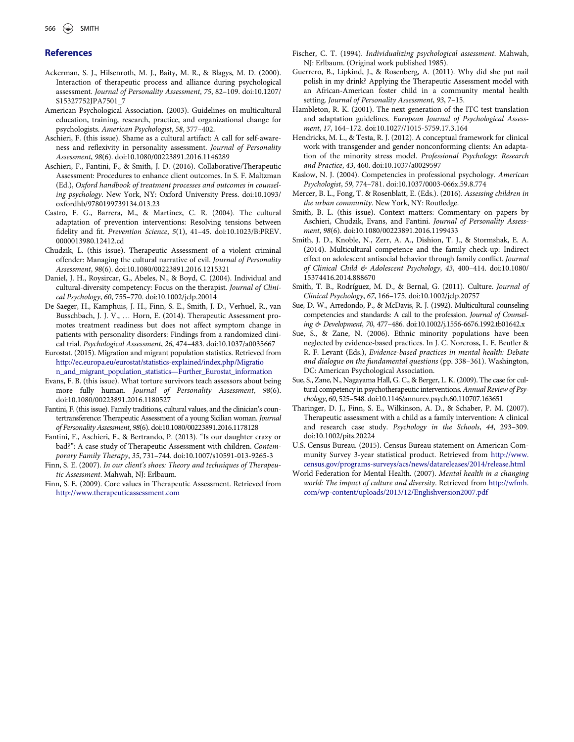## References

Ackerman, S. J., Hilsenroth, M. J., Baity, M. R., & Blagys, M. D. (2000). Interaction of therapeutic process and alliance during psychological assessment. *Journal of Personality Assessment*, *75*, 82–109. doi:10.1207/S15327752JPA7501_7

American Psychological Association. (2003). Guidelines on multicultural education, training, research, practice, and organizational change for psychologists. *American Psychologist*, *58*, 377–402.

Aschieri, F. (this issue). Shame as a cultural artifact: A call for self-awareness and reflexivity in personality assessment. *Journal of Personality Assessment*, *98*(6). doi:10.1080/00223891.2016.1146289

Aschieri, F., Fantini, F., & Smith, J. D. (2016). Collaborative/Therapeutic Assessment: Procedures to enhance client outcomes. In S. F. Maltzman (Ed.), *Oxford handbook of treatment processes and outcomes in counseling psychology*. New York, NY: Oxford University Press. doi:10.1093/oxfordhb/9780199739134.013.23

Castro, F. G., Barrera, M., & Martinez, C. R. (2004). The cultural adaptation of prevention interventions: Resolving tensions between fidelity and fit. *Prevention Science*, *5*(1), 41–45. doi:10.1023/B:PREV.0000013980.12412.cd

Chudzik, L. (this issue). Therapeutic Assessment of a violent criminal offender: Managing the cultural narrative of evil. *Journal of Personality Assessment*, *98*(6). doi:10.1080/00223891.2016.1215321

Daniel, J. H., Roysircar, G., Abeles, N., & Boyd, C. (2004). Individual and cultural-diversity competency: Focus on the therapist. *Journal of Clinical Psychology*, *60*, 755–770. doi:10.1002/jclp.20014

De Saeger, H., Kamphuis, J. H., Finn, S. E., Smith, J. D., Verhuel, R., van Busschbach, J. J. V., … Horn, E. (2014). Therapeutic Assessment promotes treatment readiness but does not affect symptom change in patients with personality disorders: Findings from a randomized clinical trial. *Psychological Assessment*, *26*, 474–483. doi:10.1037/a0035667

Eurostat. (2015). Migration and migrant population statistics. Retrieved from http://ec.europa.eu/eurostat/statistics-explained/index.php/Migration_and_migrant_population_statistics—Further_Eurostat_information

Evans, F. B. (this issue). What torture survivors teach assessors about being more fully human. *Journal of Personality Assessment*, *98*(6). doi:10.1080/00223891.2016.1180527

Fantini, F. (this issue). Family traditions, cultural values, and the clinician's countertransference: Therapeutic Assessment of a young Sicilian woman. *Journal of Personality Assessment*, *98*(6). doi:10.1080/00223891.2016.1178128

Fantini, F., Aschieri, F., & Bertrando, P. (2013). "Is our daughter crazy or bad?": A case study of Therapeutic Assessment with children. *Contemporary Family Therapy*, *35*, 731–744. doi:10.1007/s10591-013-9265-3

Finn, S. E. (2007). *In our client's shoes: Theory and techniques of Therapeutic Assessment*. Mahwah, NJ: Erlbaum.

Finn, S. E. (2009). Core values in Therapeutic Assessment. Retrieved from http://www.therapeuticassessment.com

Fischer, C. T. (1994). *Individualizing psychological assessment*. Mahwah, NJ: Erlbaum. (Original work published 1985).

Guerrero, B., Lipkind, J., & Rosenberg, A. (2011). Why did she put nail polish in my drink? Applying the Therapeutic Assessment model with an African-American foster child in a community mental health setting. *Journal of Personality Assessment*, *93*, 7–15.

Hambleton, R. K. (2001). The next generation of the ITC test translation and adaptation guidelines. *European Journal of Psychological Assessment*, *17*, 164–172. doi:10.1027//1015-5759.17.3.164

Hendricks, M. L., & Testa, R. J. (2012). A conceptual framework for clinical work with transgender and gender nonconforming clients: An adaptation of the minority stress model. *Professional Psychology: Research and Practice*, *43*, 460. doi:10.1037/a0029597

Kaslow, N. J. (2004). Competencies in professional psychology. *American Psychologist*, *59*, 774–781. doi:10.1037/0003-066x.59.8.774

Mercer, B. L., Fong, T. & Rosenblatt, E. (Eds.). (2016). *Assessing children in the urban community*. New York, NY: Routledge.

Smith, B. L. (this issue). Context matters: Commentary on papers by Aschieri, Chudzik, Evans, and Fantini. *Journal of Personality Assessment*, *98*(6). doi:10.1080/00223891.2016.1199433

Smith, J. D., Knoble, N., Zerr, A. A., Dishion, T. J., & Stormshak, E. A. (2014). Multicultural competence and the family check-up: Indirect effect on adolescent antisocial behavior through family conflict. *Journal of Clinical Child & Adolescent Psychology*, *43*, 400–414. doi:10.1080/15374416.2014.888670

Smith, T. B., Rodríguez, M. D., & Bernal, G. (2011). Culture. *Journal of Clinical Psychology*, *67*, 166–175. doi:10.1002/jclp.20757

Sue, D. W., Arredondo, P., & McDavis, R. J. (1992). Multicultural counseling competencies and standards: A call to the profession. *Journal of Counseling & Development*, *70*, 477–486. doi:10.1002/j.1556-6676.1992.tb01642.x

Sue, S., & Zane, N. (2006). Ethnic minority populations have been neglected by evidence-based practices. In J. C. Norcross, L. E. Beutler & R. F. Levant (Eds.), *Evidence-based practices in mental health: Debate and dialogue on the fundamental questions* (pp. 338–361). Washington, DC: American Psychological Association.

Sue, S., Zane, N., Nagayama Hall, G. C., & Berger, L. K. (2009). The case for cultural competency in psychotherapeutic interventions. *Annual Review of Psychology*, *60*, 525–548. doi:10.1146/annurev.psych.60.110707.163651

Tharinger, D. J., Finn, S. E., Wilkinson, A. D., & Schaber, P. M. (2007). Therapeutic assessment with a child as a family intervention: A clinical and research case study. *Psychology in the Schools*, *44*, 293–309. doi:10.1002/pits.20224

U.S. Census Bureau. (2015). Census Bureau statement on American Community Survey 3-year statistical product. Retrieved from http://www.census.gov/programs-surveys/acs/news/datareleases/2014/release.html

World Federation for Mental Health. (2007). *Mental health in a changing world: The impact of culture and diversity*. Retrieved from http://wfmh.com/wp-content/uploads/2013/12/Englishversion2007.pdf